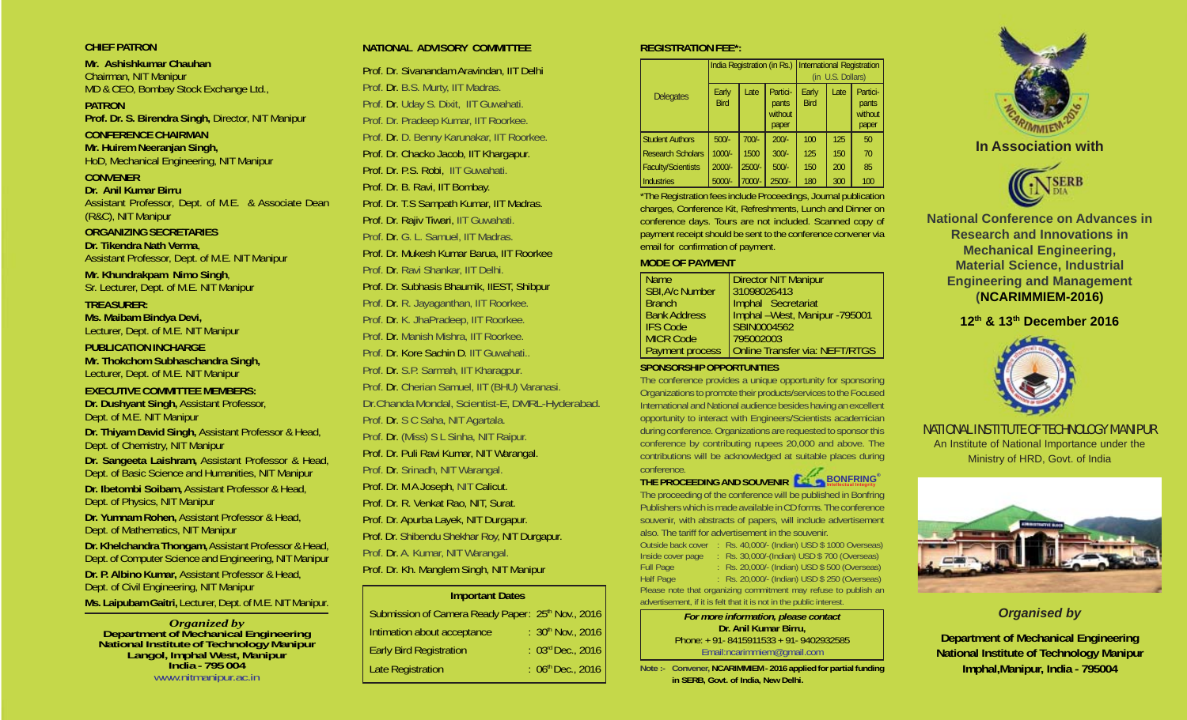## CHIEF PATRON

**Mr. Ashishkumar Chauhan**
Chairman, NIT Manipur
MD & CEO, Bombay Stock Exchange Ltd.,

## PATRON

**Prof. Dr. S. Birendra Singh,** Director, NIT Manipur

## CONFERENCE CHAIRMAN

**Mr. Huirem Neeranjan Singh,**
HoD, Mechanical Engineering, NIT Manipur

## CONVENER

**Dr. Anil Kumar Birru**
Assistant Professor, Dept. of M.E. & Associate Dean (R&C), NIT Manipur

## ORGANIZING SECRETARIES

**Dr. Tikendra Nath Verma**,
Assistant Professor, Dept. of M.E. NIT Manipur

**Mr. Khundrakpam Nimo Singh**,
Sr. Lecturer, Dept. of M.E. NIT Manipur

## TREASURER:

**Ms. Maibam Bindya Devi,**
Lecturer, Dept. of M.E. NIT Manipur

## PUBLICATION INCHARGE

**Mr. Thokchom Subhaschandra Singh,**
Lecturer, Dept. of M.E. NIT Manipur

## EXECUTIVE COMMITTEE MEMBERS:

**Dr. Dushyant Singh,** Assistant Professor, Dept. of M.E. NIT Manipur

**Dr. Thiyam David Singh,** Assistant Professor & Head, Dept. of Chemistry, NIT Manipur

**Dr. Sangeeta Laishram,** Assistant Professor & Head, Dept. of Basic Science and Humanities, NIT Manipur

**Dr. Ibetombi Soibam,** Assistant Professor & Head, Dept. of Physics, NIT Manipur

**Dr. Yumnam Rohen,** Assistant Professor & Head, Dept. of Mathematics, NIT Manipur

**Dr. Khelchandra Thongam,** Assistant Professor & Head, Dept. of Computer Science and Engineering, NIT Manipur

**Dr. P. Albino Kumar,** Assistant Professor & Head, Dept. of Civil Engineering, NIT Manipur

**Ms. Laipubam Gaitri,** Lecturer, Dept. of M.E. NIT Manipur.

*Organized by*
**Department of Mechanical Engineering**
**National Institute of Technology Manipur**
**Langol, Imphal West, Manipur**
**India - 795 004**
www.nitmanipur.ac.in

## NATIONAL ADVISORY COMMITTEE

- Prof. Dr. Sivanandam Aravindan, IIT Delhi
- Prof. Dr. B.S. Murty, IIT Madras.
- Prof. Dr. Uday S. Dixit, IIT Guwahati.
- Prof. Dr. Pradeep Kumar, IIT Roorkee.
- Prof. Dr. D. Benny Karunakar, IIT Roorkee.
- Prof. Dr. Chacko Jacob, IIT Khargapur.
- Prof. Dr. P.S. Robi, IIT Guwahati.
- Prof. Dr. B. Ravi, IIT Bombay.
- Prof. Dr. T.S Sampath Kumar, IIT Madras.
- Prof. Dr. Rajiv Tiwari, IIT Guwahati.
- Prof. Dr. G. L. Samuel, IIT Madras.
- Prof. Dr. Mukesh Kumar Barua, IIT Roorkee
- Prof. Dr. Ravi Shankar, IIT Delhi.
- Prof. Dr. Subhasis Bhaumik, IIEST, Shibpur
- Prof. Dr. R. Jayaganthan, IIT Roorkee.
- Prof. Dr. K. JhaPradeep, IIT Roorkee.
- Prof. Dr. Manish Mishra, IIT Roorkee.
- Prof. Dr. Kore Sachin D. IIT Guwahati..
- Prof. Dr. S.P. Sarmah, IIT Kharagpur.
- Prof. Dr. Cherian Samuel, IIT (BHU) Varanasi.
- Dr.Chanda Mondal, Scientist-E, DMRL-Hyderabad.
- Prof. Dr. S C Saha, NIT Agartala.
- Prof. Dr. (Miss) S L Sinha, NIT Raipur.
- Prof. Dr. Puli Ravi Kumar, NIT Warangal.
- Prof. Dr. Srinadh, NIT Warangal.
- Prof. Dr. M A Joseph, NIT Calicut.
- Prof. Dr. R. Venkat Rao, NIT, Surat.
- Prof. Dr. Apurba Layek, NIT Durgapur.
- Prof. Dr. Shibendu Shekhar Roy, NIT Durgapur.
- Prof. Dr. A. Kumar, NIT Warangal.
- Prof. Dr. Kh. Manglem Singh, NIT Manipur

### Important Dates

| | |
|---|---|
| Submission of Camera Ready Paper | : 25th Nov., 2016 |
| Intimation about acceptance | : 30th Nov., 2016 |
| Early Bird Registration | : 03rd Dec., 2016 |
| Late Registration | : 06th Dec., 2016 |

## REGISTRATION FEE*:

| Delegates | India Registration (in Rs.) | | | International Registration (in U.S. Dollars) | | |
|---|---|---|---|---|---|---|
| | Early Bird | Late | Participants without paper | Early Bird | Late | Participants without paper |
| Student Authors | 500/- | 700/- | 200/- | 100 | 125 | 50 |
| Research Scholars | 1000/- | 1500 | 300/- | 125 | 150 | 70 |
| Faculty/Scientists | 2000/- | 2500/- | 500/- | 150 | 200 | 85 |
| Industries | 5000/- | 7000/- | 2500/- | 180 | 300 | 100 |

*The Registration fees include Proceedings, Journal publication charges, Conference Kit, Refreshments, Lunch and Dinner on conference days. Tours are not included. Scanned copy of payment receipt should be sent to the conference convener via email for confirmation of payment.

## MODE OF PAYMENT

| | |
|---|---|
| Name | Director NIT Manipur |
| SBI,A/c Number | 31098026413 |
| Branch | Imphal Secretariat |
| Bank Address | Imphal –West, Manipur -795001 |
| IFS Code | SBIN0004562 |
| MICR Code | 795002003 |
| Payment process | Online Transfer via: NEFT/RTGS |

## SPONSORSHIP OPPORTUNITIES

The conference provides a unique opportunity for sponsoring Organizations to promote their products/services to the Focused International and National audience besides having an excellent opportunity to interact with Engineers/Scientists academician during conference. Organizations are requested to sponsor this conference by contributing rupees 20,000 and above. The contributions will be acknowledged at suitable places during conference.

## THE PROCEEDING AND SOUVENIR

BONFRING® Intellectual Integrity

The proceeding of the conference will be published in Bonfring Publishers which is made available in CD forms. The conference souvenir, with abstracts of papers, will include advertisement also. The tariff for advertisement in the souvenir.

| | |
|---|---|
| Outside back cover | : Rs. 40,000/- (Indian) USD $ 1000 Overseas) |
| Inside cover page | : Rs. 30,000/-(Indian) USD $ 700 (Overseas) |
| Full Page | : Rs. 20,000/- (Indian) USD $ 500 (Overseas) |
| Half Page | : Rs. 20,000/- (Indian) USD $ 250 (Overseas) |

Please note that organizing commitment may refuse to publish an advertisement, if it is felt that it is not in the public interest.

*For more information, please contact*
**Dr. Anil Kumar Birru,**
Phone: + 91- 8415911533 + 91- 9402932585
Email:ncarimmiem@gmail.com

**Note :- Convener, NCARIMMIEM - 2016 applied for partial funding in SERB, Govt. of India, New Delhi.**

NCARIMMIEM-2016

**In Association with**

SERB INDIA

**National Conference on Advances in Research and Innovations in Mechanical Engineering, Material Science, Industrial Engineering and Management (NCARIMMIEM-2016)**

**12th & 13th December 2016**

NATIONAL INSTITUTE OF TECHNOLOGY MANIPUR
An Institute of National Importance under the Ministry of HRD, Govt. of India

*Organised by*

**Department of Mechanical Engineering**
**National Institute of Technology Manipur**
**Imphal,Manipur, India - 795004**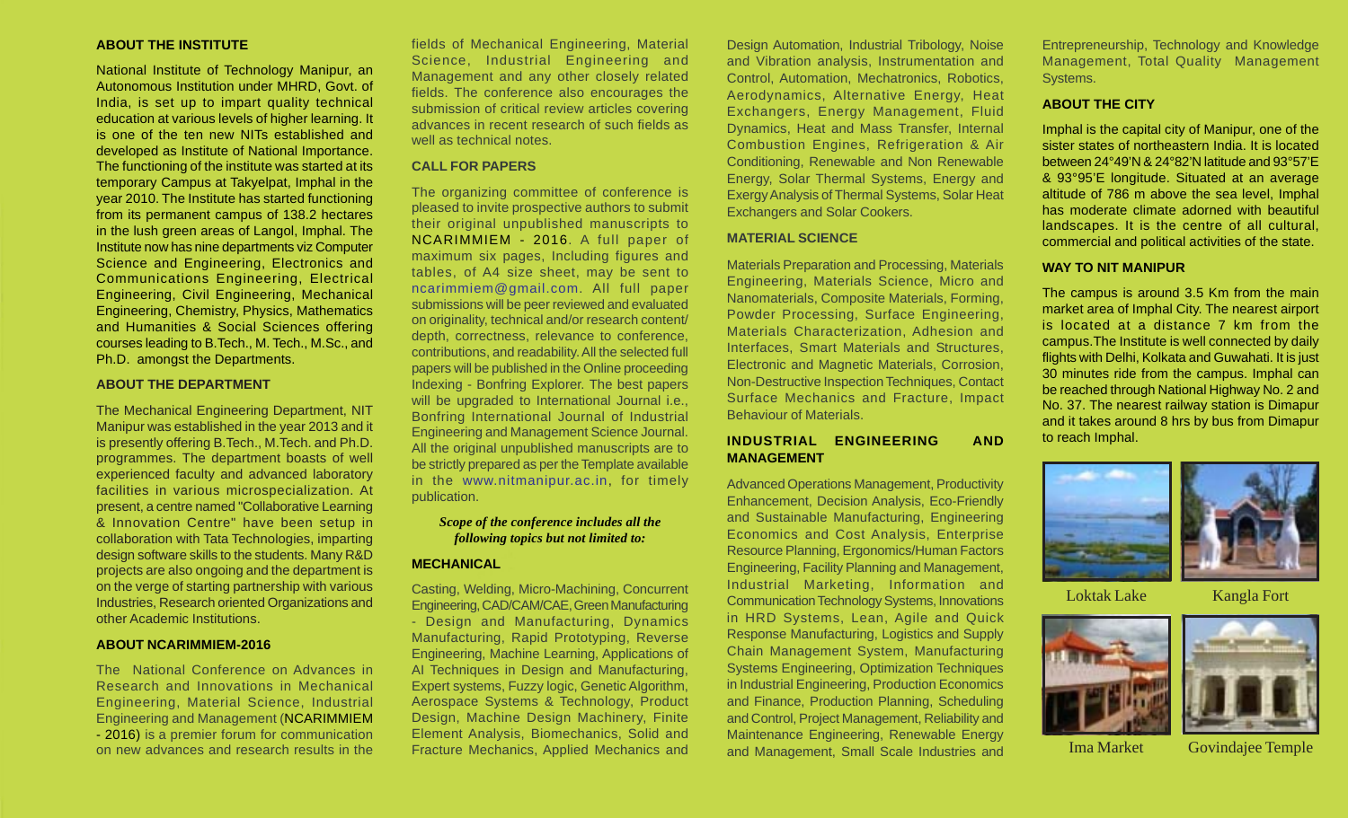### ABOUT THE INSTITUTE

National Institute of Technology Manipur, an Autonomous Institution under MHRD, Govt. of India, is set up to impart quality technical education at various levels of higher learning. It is one of the ten new NITs established and developed as Institute of National Importance. The functioning of the institute was started at its temporary Campus at Takyelpat, Imphal in the year 2010. The Institute has started functioning from its permanent campus of 138.2 hectares in the lush green areas of Langol, Imphal. The Institute now has nine departments viz Computer Science and Engineering, Electronics and Communications Engineering, Electrical Engineering, Civil Engineering, Mechanical Engineering, Chemistry, Physics, Mathematics and Humanities & Social Sciences offering courses leading to B.Tech., M. Tech., M.Sc., and Ph.D. amongst the Departments.

### ABOUT THE DEPARTMENT

The Mechanical Engineering Department, NIT Manipur was established in the year 2013 and it is presently offering B.Tech., M.Tech. and Ph.D. programmes. The department boasts of well experienced faculty and advanced laboratory facilities in various microspecialization. At present, a centre named "Collaborative Learning & Innovation Centre" have been setup in collaboration with Tata Technologies, imparting design software skills to the students. Many R&D projects are also ongoing and the department is on the verge of starting partnership with various Industries, Research oriented Organizations and other Academic Institutions.

### ABOUT NCARIMMIEM-2016

The National Conference on Advances in Research and Innovations in Mechanical Engineering, Material Science, Industrial Engineering and Management (NCARIMMIEM - 2016) is a premier forum for communication on new advances and research results in the fields of Mechanical Engineering, Material Science, Industrial Engineering and Management and any other closely related fields. The conference also encourages the submission of critical review articles covering advances in recent research of such fields as well as technical notes.

### CALL FOR PAPERS

The organizing committee of conference is pleased to invite prospective authors to submit their original unpublished manuscripts to NCARIMMIEM - 2016. A full paper of maximum six pages, Including figures and tables, of A4 size sheet, may be sent to ncarimmiem@gmail.com. All full paper submissions will be peer reviewed and evaluated on originality, technical and/or research content/ depth, correctness, relevance to conference, contributions, and readability. All the selected full papers will be published in the Online proceeding Indexing - Bonfring Explorer. The best papers will be upgraded to International Journal i.e., Bonfring International Journal of Industrial Engineering and Management Science Journal. All the original unpublished manuscripts are to be strictly prepared as per the Template available in the www.nitmanipur.ac.in, for timely publication.

***Scope of the conference includes all the following topics but not limited to:***

### MECHANICAL

Casting, Welding, Micro-Machining, Concurrent Engineering, CAD/CAM/CAE, Green Manufacturing - Design and Manufacturing, Dynamics Manufacturing, Rapid Prototyping, Reverse Engineering, Machine Learning, Applications of AI Techniques in Design and Manufacturing, Expert systems, Fuzzy logic, Genetic Algorithm, Aerospace Systems & Technology, Product Design, Machine Design Machinery, Finite Element Analysis, Biomechanics, Solid and Fracture Mechanics, Applied Mechanics and Design Automation, Industrial Tribology, Noise and Vibration analysis, Instrumentation and Control, Automation, Mechatronics, Robotics, Aerodynamics, Alternative Energy, Heat Exchangers, Energy Management, Fluid Dynamics, Heat and Mass Transfer, Internal Combustion Engines, Refrigeration & Air Conditioning, Renewable and Non Renewable Energy, Solar Thermal Systems, Energy and Exergy Analysis of Thermal Systems, Solar Heat Exchangers and Solar Cookers.

### MATERIAL SCIENCE

Materials Preparation and Processing, Materials Engineering, Materials Science, Micro and Nanomaterials, Composite Materials, Forming, Powder Processing, Surface Engineering, Materials Characterization, Adhesion and Interfaces, Smart Materials and Structures, Electronic and Magnetic Materials, Corrosion, Non-Destructive Inspection Techniques, Contact Surface Mechanics and Fracture, Impact Behaviour of Materials.

### INDUSTRIAL ENGINEERING AND MANAGEMENT

Advanced Operations Management, Productivity Enhancement, Decision Analysis, Eco-Friendly and Sustainable Manufacturing, Engineering Economics and Cost Analysis, Enterprise Resource Planning, Ergonomics/Human Factors Engineering, Facility Planning and Management, Industrial Marketing, Information and Communication Technology Systems, Innovations in HRD Systems, Lean, Agile and Quick Response Manufacturing, Logistics and Supply Chain Management System, Manufacturing Systems Engineering, Optimization Techniques in Industrial Engineering, Production Economics and Finance, Production Planning, Scheduling and Control, Project Management, Reliability and Maintenance Engineering, Renewable Energy and Management, Small Scale Industries and Entrepreneurship, Technology and Knowledge Management, Total Quality Management Systems.

### ABOUT THE CITY

Imphal is the capital city of Manipur, one of the sister states of northeastern India. It is located between 24°49'N & 24°82'N latitude and 93°57'E & 93°95'E longitude. Situated at an average altitude of 786 m above the sea level, Imphal has moderate climate adorned with beautiful landscapes. It is the centre of all cultural, commercial and political activities of the state.

### WAY TO NIT MANIPUR

The campus is around 3.5 Km from the main market area of Imphal City. The nearest airport is located at a distance 7 km from the campus.The Institute is well connected by daily flights with Delhi, Kolkata and Guwahati. It is just 30 minutes ride from the campus. Imphal can be reached through National Highway No. 2 and No. 37. The nearest railway station is Dimapur and it takes around 8 hrs by bus from Dimapur to reach Imphal.

Loktak Lake

Kangla Fort

Ima Market

Govindajee Temple